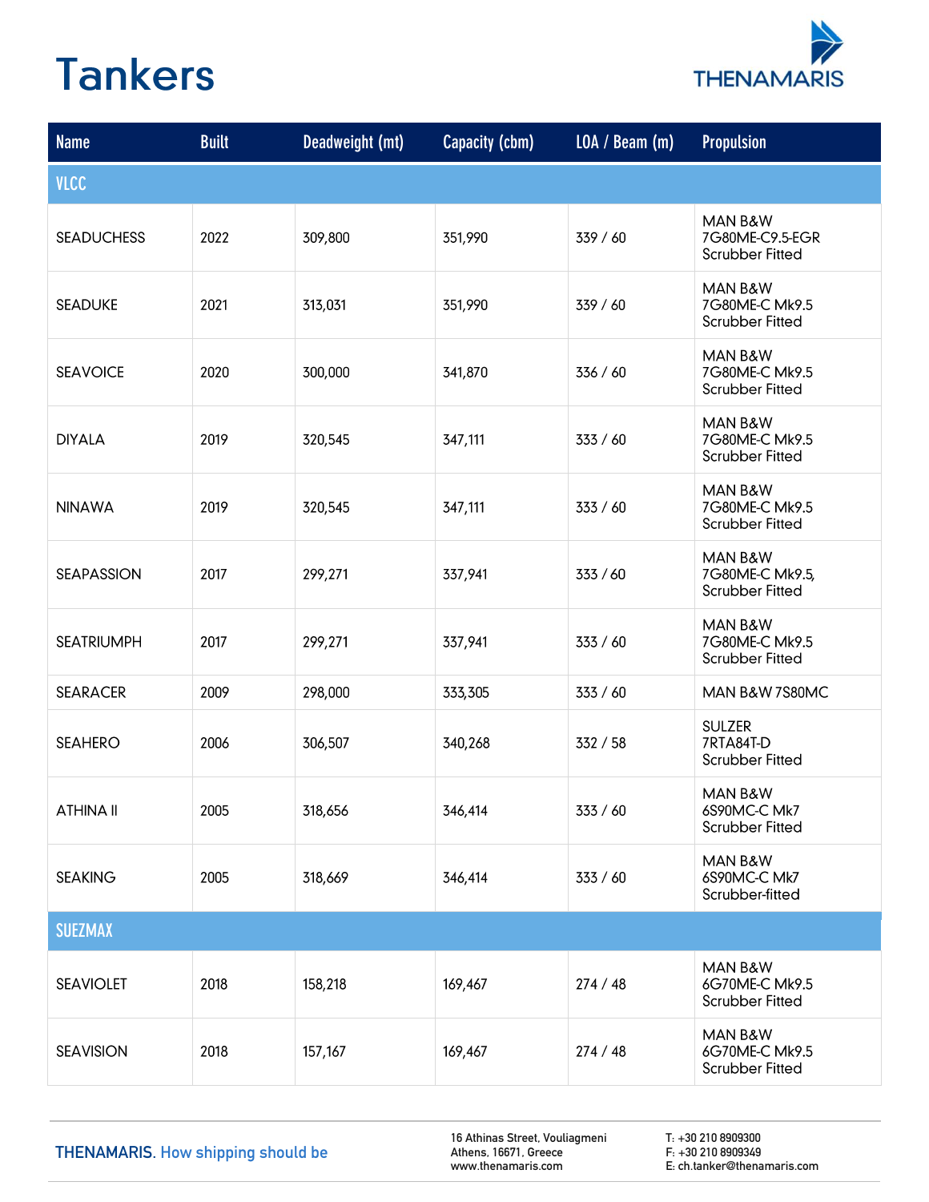# Tankers

| Name | Built | Deadweight (mt) | Capacity (cbm) | LOA / Beam (m) | Propulsion |
|---|---|---|---|---|---|
| **VLCC** | | | | | |
| SEADUCHESS | 2022 | 309,800 | 351,990 | 339 / 60 | MAN B&W 7G80ME-C9.5-EGR Scrubber Fitted |
| SEADUKE | 2021 | 313,031 | 351,990 | 339 / 60 | MAN B&W 7G80ME-C Mk9.5 Scrubber Fitted |
| SEAVOICE | 2020 | 300,000 | 341,870 | 336 / 60 | MAN B&W 7G80ME-C Mk9.5 Scrubber Fitted |
| DIYALA | 2019 | 320,545 | 347,111 | 333 / 60 | MAN B&W 7G80ME-C Mk9.5 Scrubber Fitted |
| NINAWA | 2019 | 320,545 | 347,111 | 333 / 60 | MAN B&W 7G80ME-C Mk9.5 Scrubber Fitted |
| SEAPASSION | 2017 | 299,271 | 337,941 | 333 / 60 | MAN B&W 7G80ME-C Mk9.5, Scrubber Fitted |
| SEATRIUMPH | 2017 | 299,271 | 337,941 | 333 / 60 | MAN B&W 7G80ME-C Mk9.5 Scrubber Fitted |
| SEARACER | 2009 | 298,000 | 333,305 | 333 / 60 | MAN B&W 7S80MC |
| SEAHERO | 2006 | 306,507 | 340,268 | 332 / 58 | SULZER 7RTA84T-D Scrubber Fitted |
| ATHINA II | 2005 | 318,656 | 346,414 | 333 / 60 | MAN B&W 6S90MC-C Mk7 Scrubber Fitted |
| SEAKING | 2005 | 318,669 | 346,414 | 333 / 60 | MAN B&W 6S90MC-C Mk7 Scrubber-fitted |
| **SUEZMAX** | | | | | |
| SEAVIOLET | 2018 | 158,218 | 169,467 | 274 / 48 | MAN B&W 6G70ME-C Mk9.5 Scrubber Fitted |
| SEAVISION | 2018 | 157,167 | 169,467 | 274 / 48 | MAN B&W 6G70ME-C Mk9.5 Scrubber Fitted |

THENAMARIS. How shipping should be

16 Athinas Street, Vouliagmeni
Athens, 16671, Greece
www.thenamaris.com

T: +30 210 8909300
F: +30 210 8909349
E: ch.tanker@thenamaris.com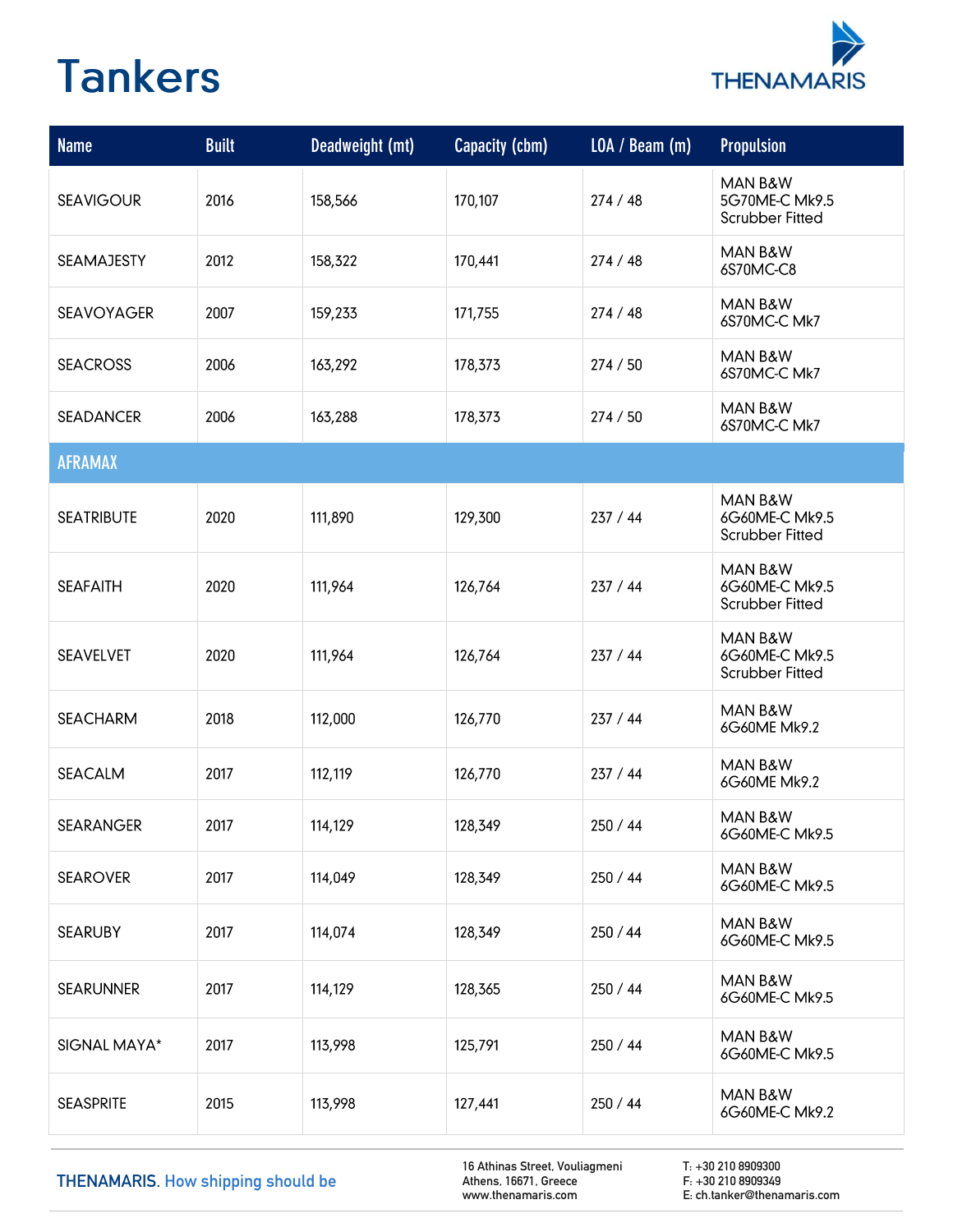# Tankers

| Name | Built | Deadweight (mt) | Capacity (cbm) | LOA / Beam (m) | Propulsion |
|---|---|---|---|---|---|
| SEAVIGOUR | 2016 | 158,566 | 170,107 | 274 / 48 | MAN B&W 5G70ME-C Mk9.5 Scrubber Fitted |
| SEAMAJESTY | 2012 | 158,322 | 170,441 | 274 / 48 | MAN B&W 6S70MC-C8 |
| SEAVOYAGER | 2007 | 159,233 | 171,755 | 274 / 48 | MAN B&W 6S70MC-C Mk7 |
| SEACROSS | 2006 | 163,292 | 178,373 | 274 / 50 | MAN B&W 6S70MC-C Mk7 |
| SEADANCER | 2006 | 163,288 | 178,373 | 274 / 50 | MAN B&W 6S70MC-C Mk7 |
| **AFRAMAX** | | | | | |
| SEATRIBUTE | 2020 | 111,890 | 129,300 | 237 / 44 | MAN B&W 6G60ME-C Mk9.5 Scrubber Fitted |
| SEAFAITH | 2020 | 111,964 | 126,764 | 237 / 44 | MAN B&W 6G60ME-C Mk9.5 Scrubber Fitted |
| SEAVELVET | 2020 | 111,964 | 126,764 | 237 / 44 | MAN B&W 6G60ME-C Mk9.5 Scrubber Fitted |
| SEACHARM | 2018 | 112,000 | 126,770 | 237 / 44 | MAN B&W 6G60ME Mk9.2 |
| SEACALM | 2017 | 112,119 | 126,770 | 237 / 44 | MAN B&W 6G60ME Mk9.2 |
| SEARANGER | 2017 | 114,129 | 128,349 | 250 / 44 | MAN B&W 6G60ME-C Mk9.5 |
| SEAROVER | 2017 | 114,049 | 128,349 | 250 / 44 | MAN B&W 6G60ME-C Mk9.5 |
| SEARUBY | 2017 | 114,074 | 128,349 | 250 / 44 | MAN B&W 6G60ME-C Mk9.5 |
| SEARUNNER | 2017 | 114,129 | 128,365 | 250 / 44 | MAN B&W 6G60ME-C Mk9.5 |
| SIGNAL MAYA* | 2017 | 113,998 | 125,791 | 250 / 44 | MAN B&W 6G60ME-C Mk9.5 |
| SEASPRITE | 2015 | 113,998 | 127,441 | 250 / 44 | MAN B&W 6G60ME-C Mk9.2 |

THENAMARIS. How shipping should be

16 Athinas Street, Vouliagmeni
Athens, 16671, Greece
www.thenamaris.com

T: +30 210 8909300
F: +30 210 8909349
E: ch.tanker@thenamaris.com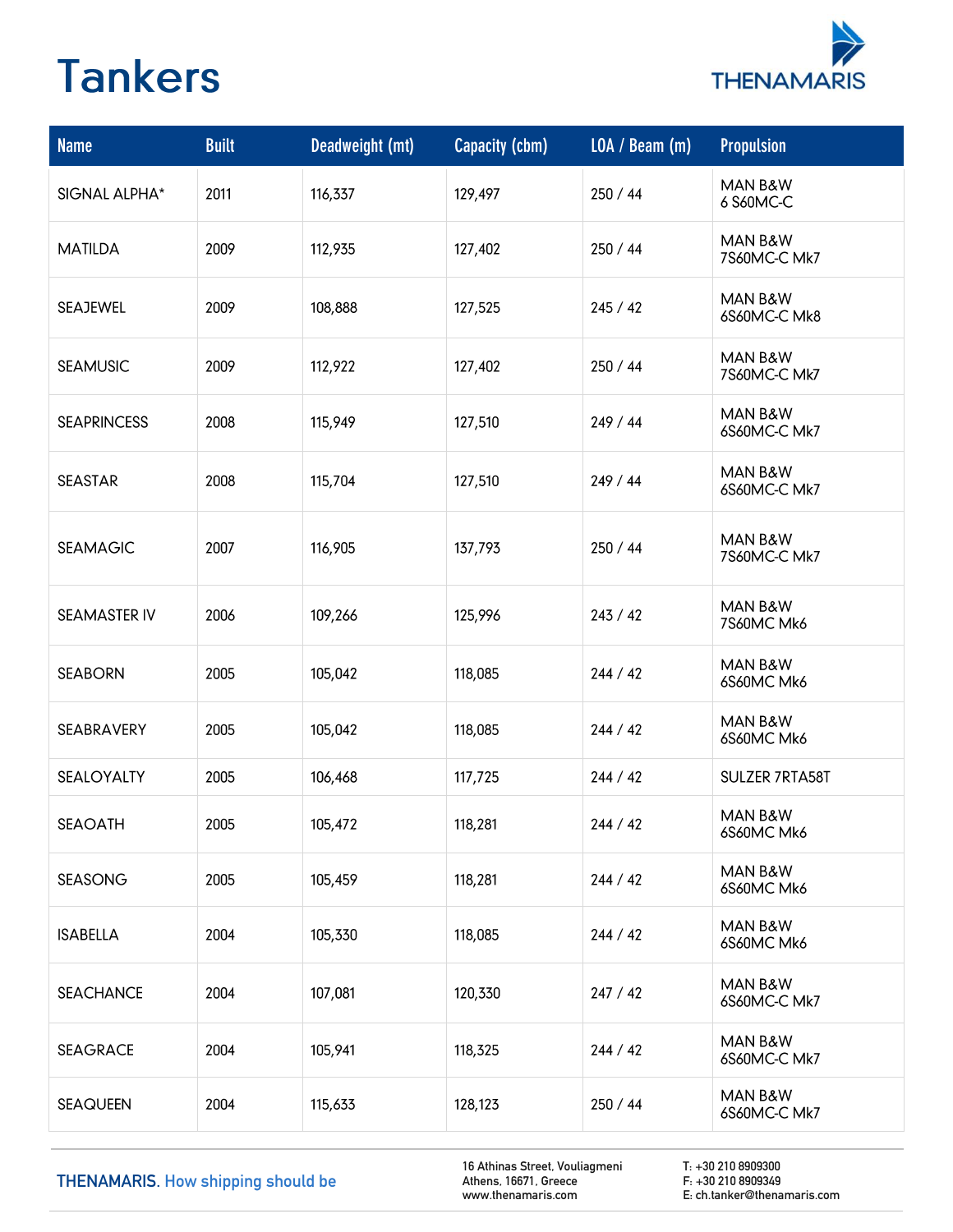# Tankers

| Name | Built | Deadweight (mt) | Capacity (cbm) | LOA / Beam (m) | Propulsion |
|---|---|---|---|---|---|
| SIGNAL ALPHA* | 2011 | 116,337 | 129,497 | 250 / 44 | MAN B&W 6 S60MC-C |
| MATILDA | 2009 | 112,935 | 127,402 | 250 / 44 | MAN B&W 7S60MC-C Mk7 |
| SEAJEWEL | 2009 | 108,888 | 127,525 | 245 / 42 | MAN B&W 6S60MC-C Mk8 |
| SEAMUSIC | 2009 | 112,922 | 127,402 | 250 / 44 | MAN B&W 7S60MC-C Mk7 |
| SEAPRINCESS | 2008 | 115,949 | 127,510 | 249 / 44 | MAN B&W 6S60MC-C Mk7 |
| SEASTAR | 2008 | 115,704 | 127,510 | 249 / 44 | MAN B&W 6S60MC-C Mk7 |
| SEAMAGIC | 2007 | 116,905 | 137,793 | 250 / 44 | MAN B&W 7S60MC-C Mk7 |
| SEAMASTER IV | 2006 | 109,266 | 125,996 | 243 / 42 | MAN B&W 7S60MC Mk6 |
| SEABORN | 2005 | 105,042 | 118,085 | 244 / 42 | MAN B&W 6S60MC Mk6 |
| SEABRAVERY | 2005 | 105,042 | 118,085 | 244 / 42 | MAN B&W 6S60MC Mk6 |
| SEALOYALTY | 2005 | 106,468 | 117,725 | 244 / 42 | SULZER 7RTA58T |
| SEAOATH | 2005 | 105,472 | 118,281 | 244 / 42 | MAN B&W 6S60MC Mk6 |
| SEASONG | 2005 | 105,459 | 118,281 | 244 / 42 | MAN B&W 6S60MC Mk6 |
| ISABELLA | 2004 | 105,330 | 118,085 | 244 / 42 | MAN B&W 6S60MC Mk6 |
| SEACHANCE | 2004 | 107,081 | 120,330 | 247 / 42 | MAN B&W 6S60MC-C Mk7 |
| SEAGRACE | 2004 | 105,941 | 118,325 | 244 / 42 | MAN B&W 6S60MC-C Mk7 |
| SEAQUEEN | 2004 | 115,633 | 128,123 | 250 / 44 | MAN B&W 6S60MC-C Mk7 |

THENAMARIS. How shipping should be

16 Athinas Street, Vouliagmeni
Athens, 16671, Greece
www.thenamaris.com

T: +30 210 8909300
F: +30 210 8909349
E: ch.tanker@thenamaris.com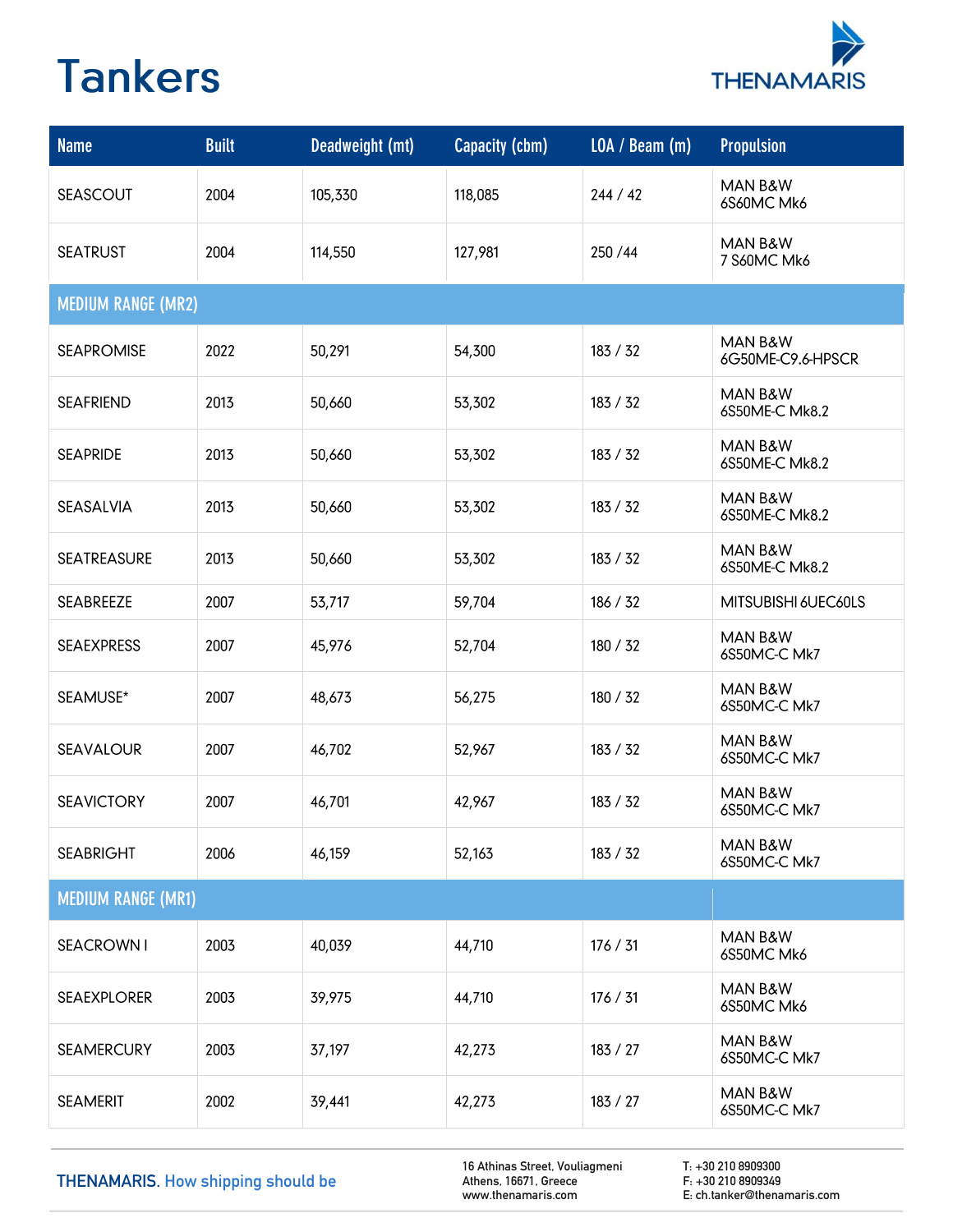# Tankers

THENAMARIS

| Name | Built | Deadweight (mt) | Capacity (cbm) | LOA / Beam (m) | Propulsion |
|---|---|---|---|---|---|
| SEASCOUT | 2004 | 105,330 | 118,085 | 244 / 42 | MAN B&W 6S60MC Mk6 |
| SEATRUST | 2004 | 114,550 | 127,981 | 250 /44 | MAN B&W 7 S60MC Mk6 |
| **MEDIUM RANGE (MR2)** | | | | | |
| SEAPROMISE | 2022 | 50,291 | 54,300 | 183 / 32 | MAN B&W 6G50ME-C9.6-HPSCR |
| SEAFRIEND | 2013 | 50,660 | 53,302 | 183 / 32 | MAN B&W 6S50ME-C Mk8.2 |
| SEAPRIDE | 2013 | 50,660 | 53,302 | 183 / 32 | MAN B&W 6S50ME-C Mk8.2 |
| SEASALVIA | 2013 | 50,660 | 53,302 | 183 / 32 | MAN B&W 6S50ME-C Mk8.2 |
| SEATREASURE | 2013 | 50,660 | 53,302 | 183 / 32 | MAN B&W 6S50ME-C Mk8.2 |
| SEABREEZE | 2007 | 53,717 | 59,704 | 186 / 32 | MITSUBISHI 6UEC60LS |
| SEAEXPRESS | 2007 | 45,976 | 52,704 | 180 / 32 | MAN B&W 6S50MC-C Mk7 |
| SEAMUSE* | 2007 | 48,673 | 56,275 | 180 / 32 | MAN B&W 6S50MC-C Mk7 |
| SEAVALOUR | 2007 | 46,702 | 52,967 | 183 / 32 | MAN B&W 6S50MC-C Mk7 |
| SEAVICTORY | 2007 | 46,701 | 42,967 | 183 / 32 | MAN B&W 6S50MC-C Mk7 |
| SEABRIGHT | 2006 | 46,159 | 52,163 | 183 / 32 | MAN B&W 6S50MC-C Mk7 |
| **MEDIUM RANGE (MR1)** | | | | | |
| SEACROWN I | 2003 | 40,039 | 44,710 | 176 / 31 | MAN B&W 6S50MC Mk6 |
| SEAEXPLORER | 2003 | 39,975 | 44,710 | 176 / 31 | MAN B&W 6S50MC Mk6 |
| SEAMERCURY | 2003 | 37,197 | 42,273 | 183 / 27 | MAN B&W 6S50MC-C Mk7 |
| SEAMERIT | 2002 | 39,441 | 42,273 | 183 / 27 | MAN B&W 6S50MC-C Mk7 |

THENAMARIS. How shipping should be

16 Athinas Street, Vouliagmeni
Athens, 16671, Greece
www.thenamaris.com

T: +30 210 8909300
F: +30 210 8909349
E: ch.tanker@thenamaris.com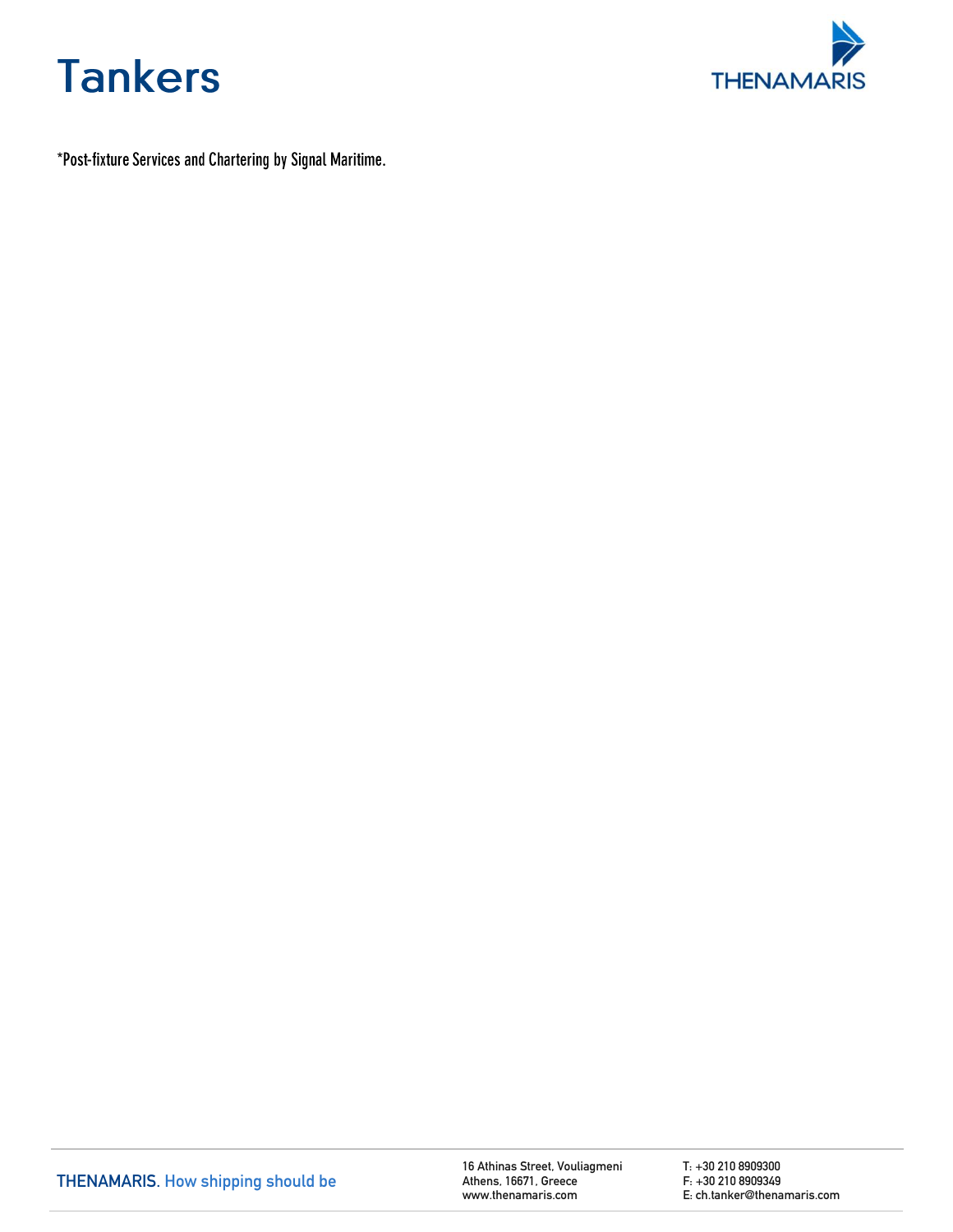*Post-fixture Services and Chartering by Signal Maritime.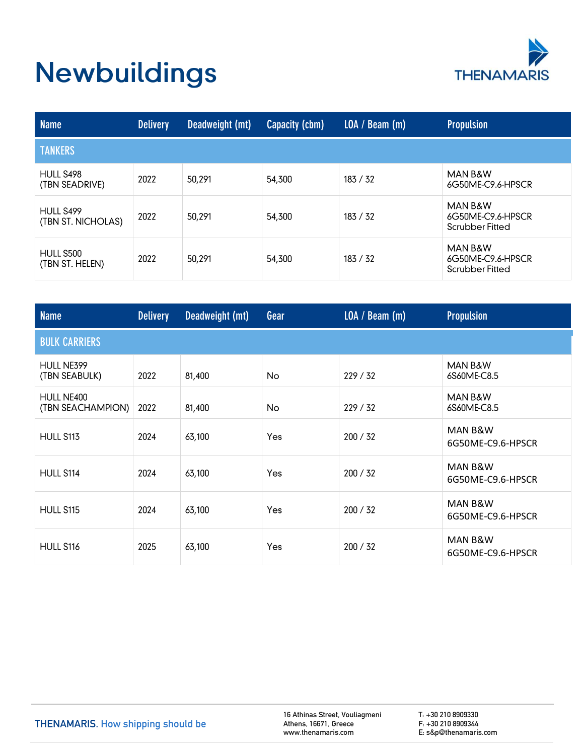# Newbuildings

| Name | Delivery | Deadweight (mt) | Capacity (cbm) | LOA / Beam (m) | Propulsion |
|---|---|---|---|---|---|
| **TANKERS** | | | | | |
| HULL S498 (TBN SEADRIVE) | 2022 | 50,291 | 54,300 | 183 / 32 | MAN B&W 6G50ME-C9.6-HPSCR |
| HULL S499 (TBN ST. NICHOLAS) | 2022 | 50,291 | 54,300 | 183 / 32 | MAN B&W 6G50ME-C9.6-HPSCR Scrubber Fitted |
| HULL S500 (TBN ST. HELEN) | 2022 | 50,291 | 54,300 | 183 / 32 | MAN B&W 6G50ME-C9.6-HPSCR Scrubber Fitted |

| Name | Delivery | Deadweight (mt) | Gear | LOA / Beam (m) | Propulsion |
|---|---|---|---|---|---|
| **BULK CARRIERS** | | | | | |
| HULL NE399 (TBN SEABULK) | 2022 | 81,400 | No | 229 / 32 | MAN B&W 6S60ME-C8.5 |
| HULL NE400 (TBN SEACHAMPION) | 2022 | 81,400 | No | 229 / 32 | MAN B&W 6S60ME-C8.5 |
| HULL S113 | 2024 | 63,100 | Yes | 200 / 32 | MAN B&W 6G50ME-C9.6-HPSCR |
| HULL S114 | 2024 | 63,100 | Yes | 200 / 32 | MAN B&W 6G50ME-C9.6-HPSCR |
| HULL S115 | 2024 | 63,100 | Yes | 200 / 32 | MAN B&W 6G50ME-C9.6-HPSCR |
| HULL S116 | 2025 | 63,100 | Yes | 200 / 32 | MAN B&W 6G50ME-C9.6-HPSCR |

THENAMARIS. How shipping should be

16 Athinas Street, Vouliagmeni
Athens, 16671, Greece
www.thenamaris.com

T: +30 210 8909330
F: +30 210 8909344
E: s&p@thenamaris.com